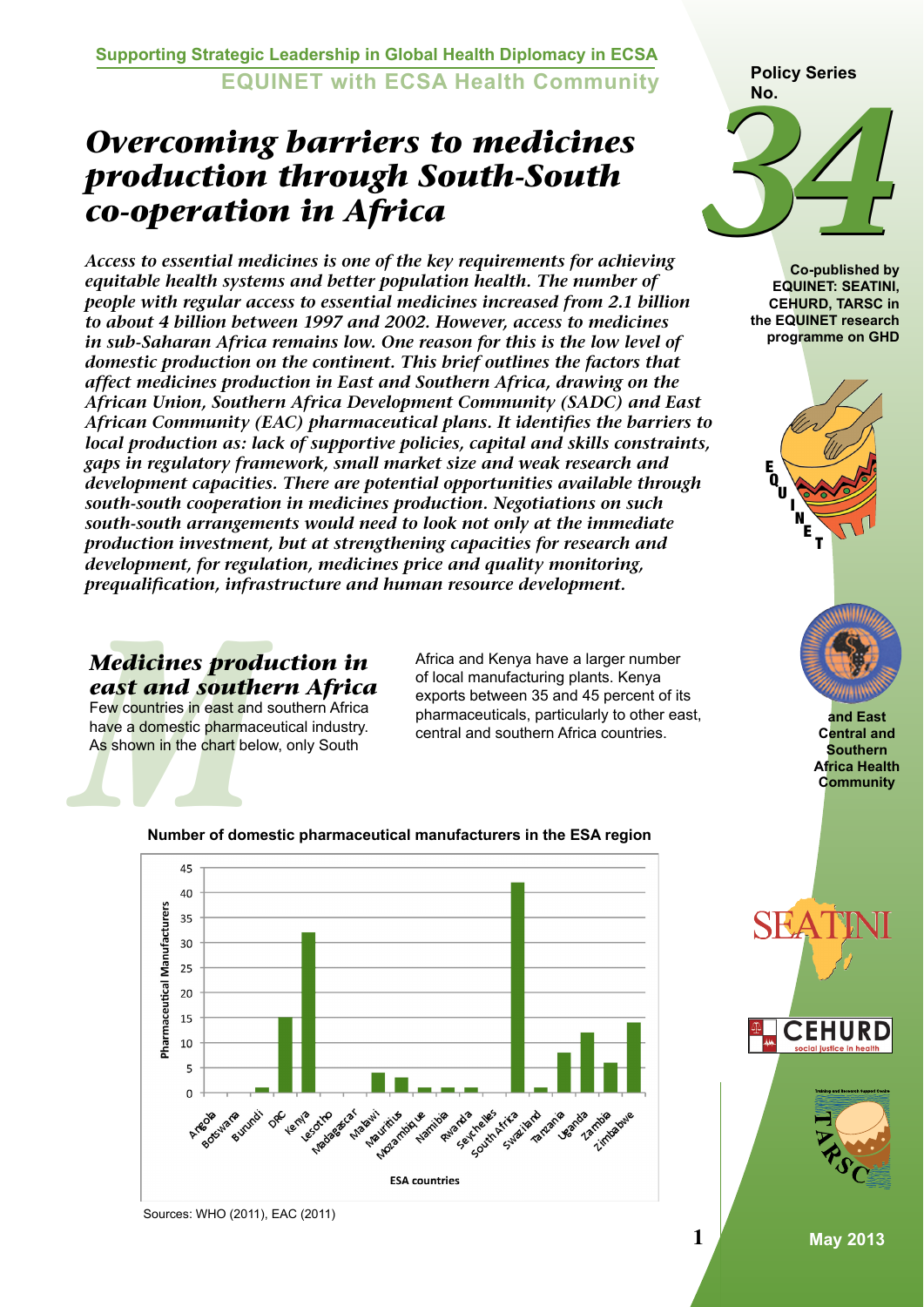Supporting Strategic Leadership in Global Health Diplomacy in ECSA

EQUINET with ECSA Health Community

Policy Series No. 34

# Overcoming barriers to medicines production through South-South co-operation in Africa

*Access to essential medicines is one of the key requirements for achieving equitable health systems and better population health. The number of people with regular access to essential medicines increased from 2.1 billion to about 4 billion between 1997 and 2002. However, access to medicines in sub-Saharan Africa remains low. One reason for this is the low level of domestic production on the continent. This brief outlines the factors that affect medicines production in East and Southern Africa, drawing on the African Union, Southern Africa Development Community (SADC) and East African Community (EAC) pharmaceutical plans. It identifies the barriers to local production as: lack of supportive policies, capital and skills constraints, gaps in regulatory framework, small market size and weak research and development capacities. There are potential opportunities available through south-south cooperation in medicines production. Negotiations on such south-south arrangements would need to look not only at the immediate production investment, but at strengthening capacities for research and development, for regulation, medicines price and quality monitoring, prequalification, infrastructure and human resource development.*

Co-published by EQUINET: SEATINI, CEHURD, TARSC in the EQUINET research programme on GHD

and East Central and Southern Africa Health Community

## Medicines production in east and southern Africa

Few countries in east and southern Africa have a domestic pharmaceutical industry. As shown in the chart below, only South Africa and Kenya have a larger number of local manufacturing plants. Kenya exports between 35 and 45 percent of its pharmaceuticals, particularly to other east, central and southern Africa countries.

**Number of domestic pharmaceutical manufacturers in the ESA region**

| ESA countries | Pharmaceutical Manufacturers |
|---|---|
| Angola | 0 |
| Botswana | 0 |
| Burundi | 1 |
| DRC | 15 |
| Kenya | 32 |
| Lesotho | 0 |
| Madagascar | 0 |
| Malawi | 4 |
| Mauritius | 3 |
| Mozambique | 1 |
| Namibia | 1 |
| Rwanda | 1 |
| Seychelles | 0 |
| South Africa | 42 |
| Swaziland | 1 |
| Tanzania | 8 |
| Uganda | 12 |
| Zambia | 6 |
| Zimbabwe | 14 |

Sources: WHO (2011), EAC (2011)

May 2013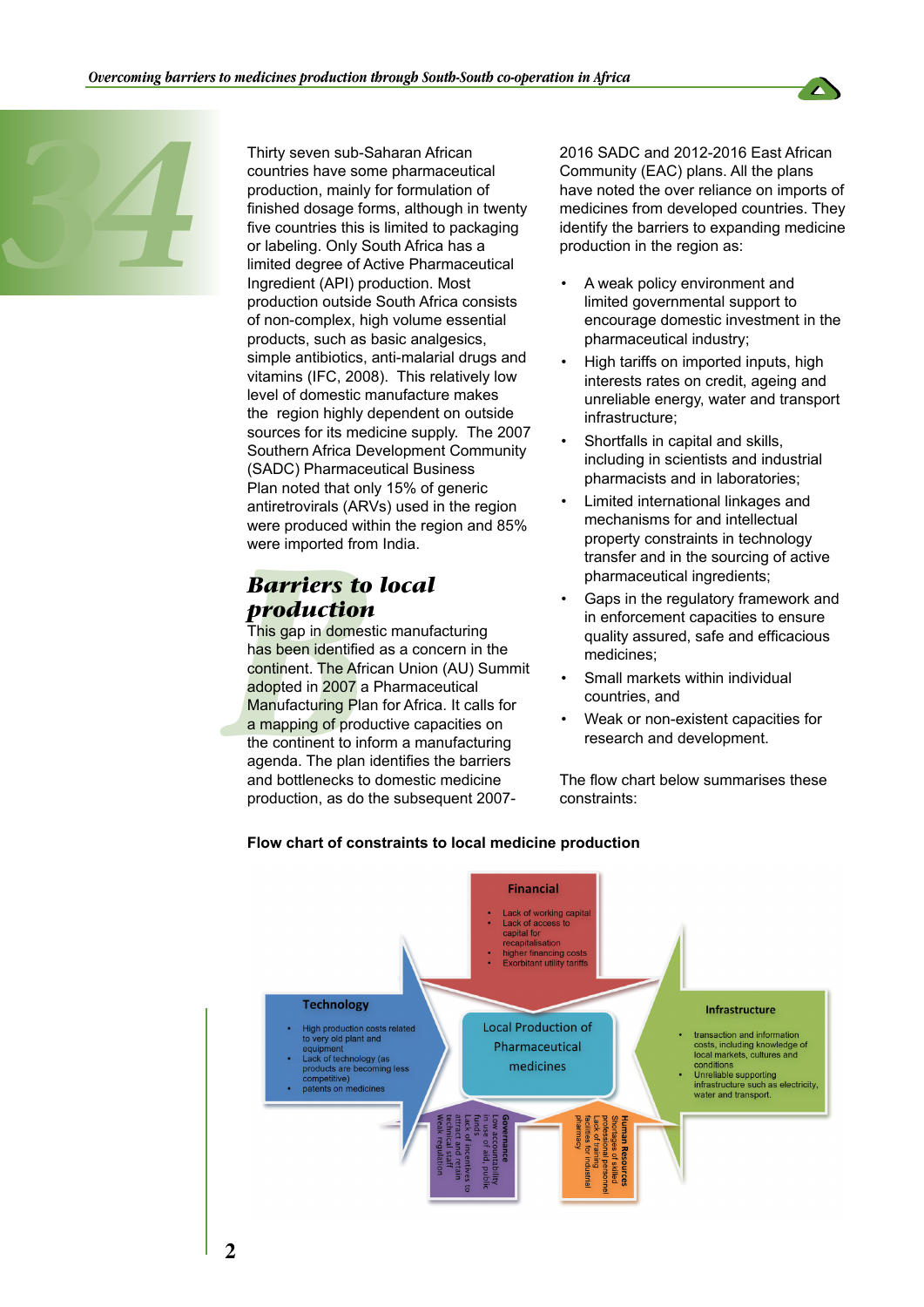Thirty seven sub-Saharan African countries have some pharmaceutical production, mainly for formulation of finished dosage forms, although in twenty five countries this is limited to packaging or labeling. Only South Africa has a limited degree of Active Pharmaceutical Ingredient (API) production. Most production outside South Africa consists of non-complex, high volume essential products, such as basic analgesics, simple antibiotics, anti-malarial drugs and vitamins (IFC, 2008). This relatively low level of domestic manufacture makes the region highly dependent on outside sources for its medicine supply. The 2007 Southern Africa Development Community (SADC) Pharmaceutical Business Plan noted that only 15% of generic antiretrovirals (ARVs) used in the region were produced within the region and 85% were imported from India.

## Barriers to local production

This gap in domestic manufacturing has been identified as a concern in the continent. The African Union (AU) Summit adopted in 2007 a Pharmaceutical Manufacturing Plan for Africa. It calls for a mapping of productive capacities on the continent to inform a manufacturing agenda. The plan identifies the barriers and bottlenecks to domestic medicine production, as do the subsequent 2007-2016 SADC and 2012-2016 East African Community (EAC) plans. All the plans have noted the over reliance on imports of medicines from developed countries. They identify the barriers to expanding medicine production in the region as:

- A weak policy environment and limited governmental support to encourage domestic investment in the pharmaceutical industry;
- High tariffs on imported inputs, high interests rates on credit, ageing and unreliable energy, water and transport infrastructure;
- Shortfalls in capital and skills, including in scientists and industrial pharmacists and in laboratories;
- Limited international linkages and mechanisms for and intellectual property constraints in technology transfer and in the sourcing of active pharmaceutical ingredients;
- Gaps in the regulatory framework and in enforcement capacities to ensure quality assured, safe and efficacious medicines;
- Small markets within individual countries, and
- Weak or non-existent capacities for research and development.

The flow chart below summarises these constraints:

**Flow chart of constraints to local medicine production**

**Local Production of Pharmaceutical medicines**

**Financial**
- Lack of working capital
- Lack of access to capital for recapitalisation
- higher financing costs
- Exorbitant utility tariffs

**Technology**
- High production costs related to very old plant and equipment
- Lack of technology (as products are becoming less competitive)
- patents on medicines

**Infrastructure**
- transaction and information costs, including knowledge of local markets, cultures and conditions
- Unreliable supporting infrastructure such as electricity, water and transport.

**Governance**
Low accountability in use of aid, public funds
Lack of incentives to attract and retain technical staff
Weak regulation

**Human Resources**
Shortages of skilled professional personnel
Lack of training facilities for industrial pharmacy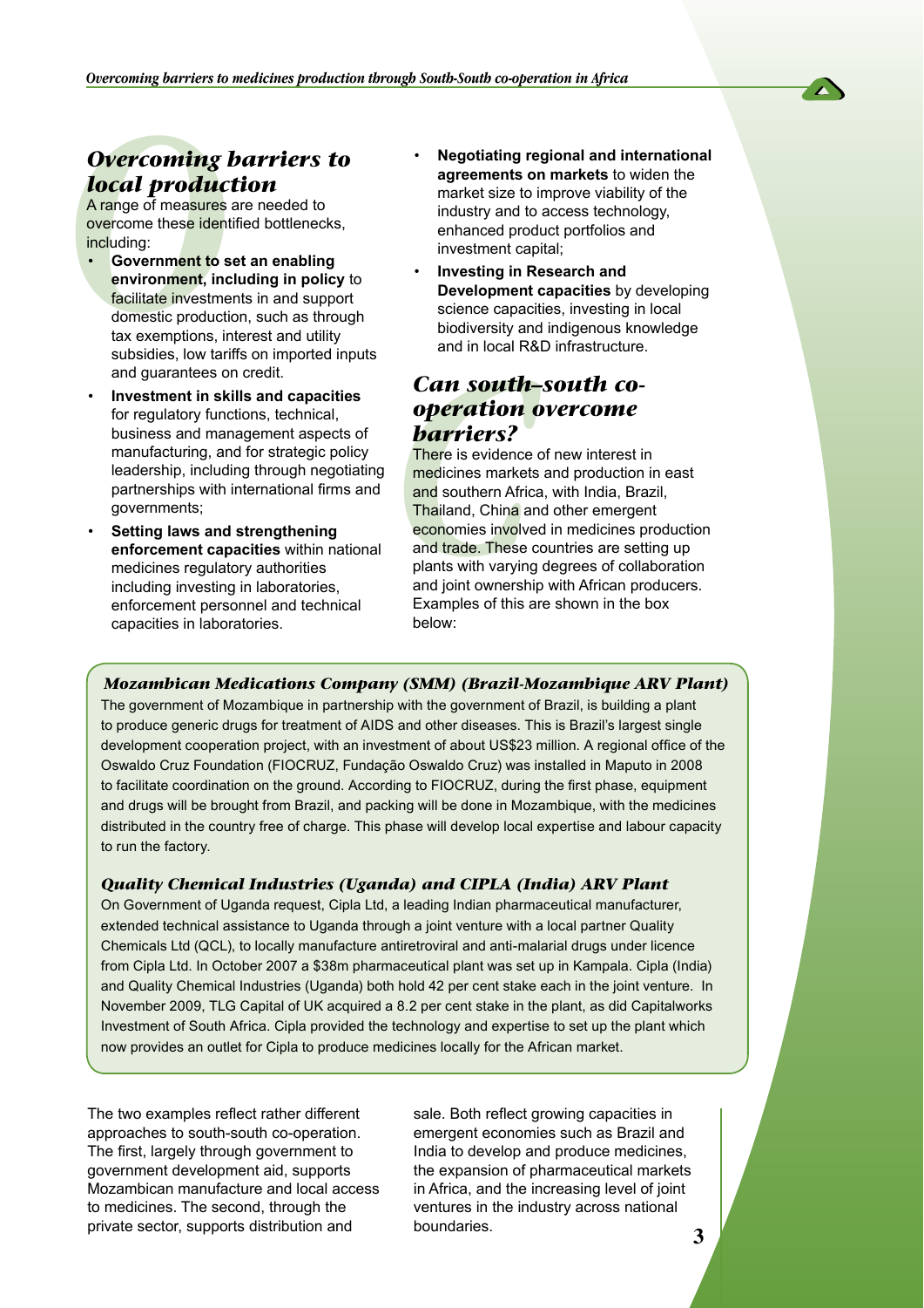## *Overcoming barriers to local production*

A range of measures are needed to overcome these identified bottlenecks, including:

- **Government to set an enabling environment, including in policy** to facilitate investments in and support domestic production, such as through tax exemptions, interest and utility subsidies, low tariffs on imported inputs and guarantees on credit.
- **Investment in skills and capacities** for regulatory functions, technical, business and management aspects of manufacturing, and for strategic policy leadership, including through negotiating partnerships with international firms and governments;
- **Setting laws and strengthening enforcement capacities** within national medicines regulatory authorities including investing in laboratories, enforcement personnel and technical capacities in laboratories.
- **Negotiating regional and international agreements on markets** to widen the market size to improve viability of the industry and to access technology, enhanced product portfolios and investment capital;
- **Investing in Research and Development capacities** by developing science capacities, investing in local biodiversity and indigenous knowledge and in local R&D infrastructure.

## *Can south–south co-operation overcome barriers?*

There is evidence of new interest in medicines markets and production in east and southern Africa, with India, Brazil, Thailand, China and other emergent economies involved in medicines production and trade. These countries are setting up plants with varying degrees of collaboration and joint ownership with African producers. Examples of this are shown in the box below:

### *Mozambican Medications Company (SMM) (Brazil-Mozambique ARV Plant)*

The government of Mozambique in partnership with the government of Brazil, is building a plant to produce generic drugs for treatment of AIDS and other diseases. This is Brazil's largest single development cooperation project, with an investment of about US$23 million. A regional office of the Oswaldo Cruz Foundation (FIOCRUZ, Fundação Oswaldo Cruz) was installed in Maputo in 2008 to facilitate coordination on the ground. According to FIOCRUZ, during the first phase, equipment and drugs will be brought from Brazil, and packing will be done in Mozambique, with the medicines distributed in the country free of charge. This phase will develop local expertise and labour capacity to run the factory.

### *Quality Chemical Industries (Uganda) and CIPLA (India) ARV Plant*

On Government of Uganda request, Cipla Ltd, a leading Indian pharmaceutical manufacturer, extended technical assistance to Uganda through a joint venture with a local partner Quality Chemicals Ltd (QCL), to locally manufacture antiretroviral and anti-malarial drugs under licence from Cipla Ltd. In October 2007 a $38m pharmaceutical plant was set up in Kampala. Cipla (India) and Quality Chemical Industries (Uganda) both hold 42 per cent stake each in the joint venture. In November 2009, TLG Capital of UK acquired a 8.2 per cent stake in the plant, as did Capitalworks Investment of South Africa. Cipla provided the technology and expertise to set up the plant which now provides an outlet for Cipla to produce medicines locally for the African market.

The two examples reflect rather different approaches to south-south co-operation. The first, largely through government to government development aid, supports Mozambican manufacture and local access to medicines. The second, through the private sector, supports distribution and sale. Both reflect growing capacities in emergent economies such as Brazil and India to develop and produce medicines, the expansion of pharmaceutical markets in Africa, and the increasing level of joint ventures in the industry across national boundaries.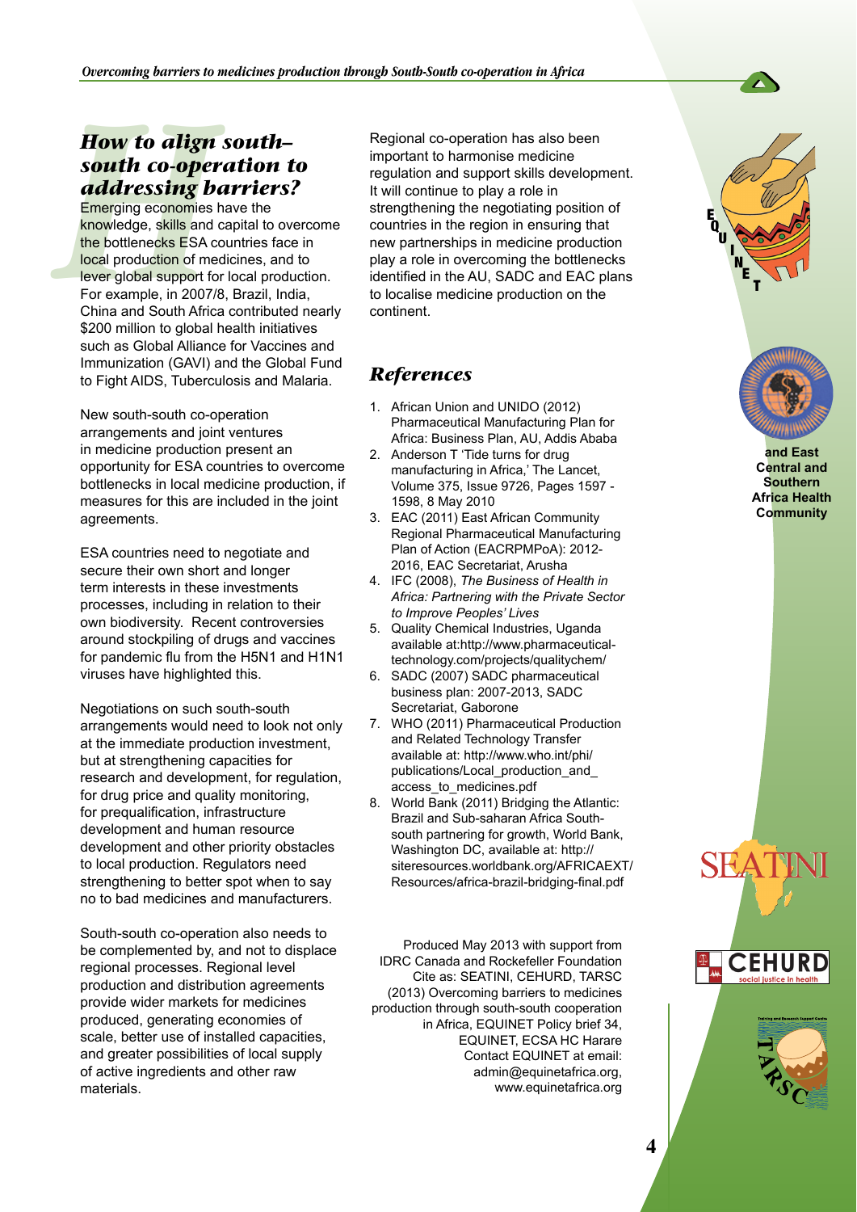## How to align south–south co-operation to addressing barriers?

Emerging economies have the knowledge, skills and capital to overcome the bottlenecks ESA countries face in local production of medicines, and to lever global support for local production. For example, in 2007/8, Brazil, India, China and South Africa contributed nearly $200 million to global health initiatives such as Global Alliance for Vaccines and Immunization (GAVI) and the Global Fund to Fight AIDS, Tuberculosis and Malaria.

New south-south co-operation arrangements and joint ventures in medicine production present an opportunity for ESA countries to overcome bottlenecks in local medicine production, if measures for this are included in the joint agreements.

ESA countries need to negotiate and secure their own short and longer term interests in these investments processes, including in relation to their own biodiversity. Recent controversies around stockpiling of drugs and vaccines for pandemic flu from the H5N1 and H1N1 viruses have highlighted this.

Negotiations on such south-south arrangements would need to look not only at the immediate production investment, but at strengthening capacities for research and development, for regulation, for drug price and quality monitoring, for prequalification, infrastructure development and human resource development and other priority obstacles to local production. Regulators need strengthening to better spot when to say no to bad medicines and manufacturers.

South-south co-operation also needs to be complemented by, and not to displace regional processes. Regional level production and distribution agreements provide wider markets for medicines produced, generating economies of scale, better use of installed capacities, and greater possibilities of local supply of active ingredients and other raw materials.

Regional co-operation has also been important to harmonise medicine regulation and support skills development. It will continue to play a role in strengthening the negotiating position of countries in the region in ensuring that new partnerships in medicine production play a role in overcoming the bottlenecks identified in the AU, SADC and EAC plans to localise medicine production on the continent.

## References

1. African Union and UNIDO (2012) Pharmaceutical Manufacturing Plan for Africa: Business Plan, AU, Addis Ababa
2. Anderson T 'Tide turns for drug manufacturing in Africa,' The Lancet, Volume 375, Issue 9726, Pages 1597 - 1598, 8 May 2010
3. EAC (2011) East African Community Regional Pharmaceutical Manufacturing Plan of Action (EACRPMPoA): 2012-2016, EAC Secretariat, Arusha
4. IFC (2008), *The Business of Health in Africa: Partnering with the Private Sector to Improve Peoples' Lives*
5. Quality Chemical Industries, Uganda available at:http://www.pharmaceutical-technology.com/projects/qualitychem/
6. SADC (2007) SADC pharmaceutical business plan: 2007-2013, SADC Secretariat, Gaborone
7. WHO (2011) Pharmaceutical Production and Related Technology Transfer available at: http://www.who.int/phi/publications/Local_production_and_access_to_medicines.pdf
8. World Bank (2011) Bridging the Atlantic: Brazil and Sub-saharan Africa South-south partnering for growth, World Bank, Washington DC, available at: http://siteresources.worldbank.org/AFRICAEXT/Resources/africa-brazil-bridging-final.pdf

Produced May 2013 with support from IDRC Canada and Rockefeller Foundation
Cite as: SEATINI, CEHURD, TARSC (2013) Overcoming barriers to medicines production through south-south cooperation in Africa, EQUINET Policy brief 34, EQUINET, ECSA HC Harare
Contact EQUINET at email: admin@equinetafrica.org, www.equinetafrica.org

EQUINET

East Central and Southern Africa Health Community

SEATINI

CEHURD social justice in health

TARSC